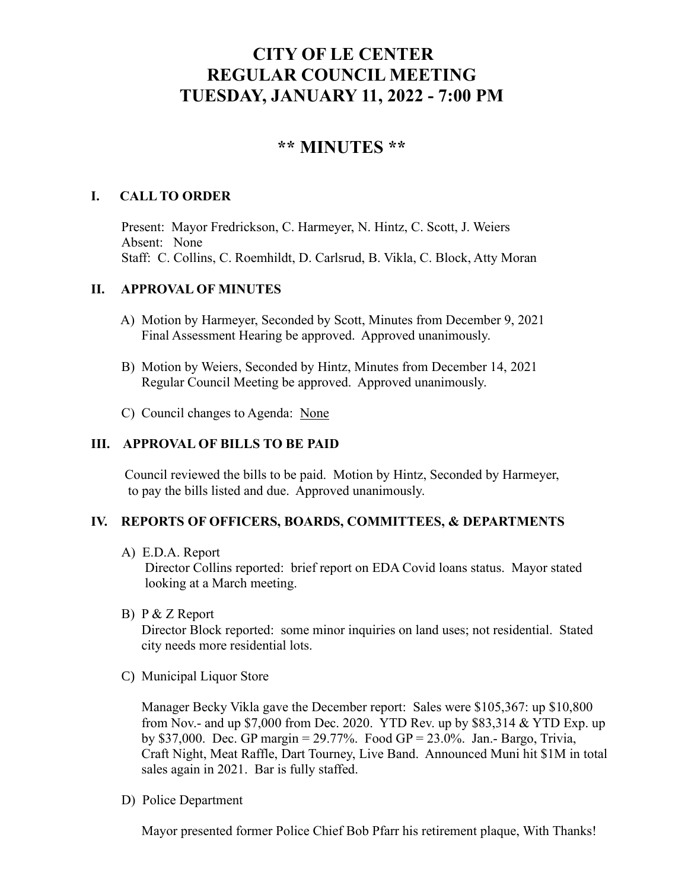# CITY OF LE CENTER
# REGULAR COUNCIL MEETING
# TUESDAY, JANUARY 11, 2022 - 7:00 PM

## \*\* MINUTES \*\*

### I. CALL TO ORDER

Present: Mayor Fredrickson, C. Harmeyer, N. Hintz, C. Scott, J. Weiers
Absent: None
Staff: C. Collins, C. Roemhildt, D. Carlsrud, B. Vikla, C. Block, Atty Moran

### II. APPROVAL OF MINUTES

A) Motion by Harmeyer, Seconded by Scott, Minutes from December 9, 2021 Final Assessment Hearing be approved. Approved unanimously.

B) Motion by Weiers, Seconded by Hintz, Minutes from December 14, 2021 Regular Council Meeting be approved. Approved unanimously.

C) Council changes to Agenda: None

### III. APPROVAL OF BILLS TO BE PAID

Council reviewed the bills to be paid. Motion by Hintz, Seconded by Harmeyer, to pay the bills listed and due. Approved unanimously.

### IV. REPORTS OF OFFICERS, BOARDS, COMMITTEES, & DEPARTMENTS

A) E.D.A. Report
Director Collins reported: brief report on EDA Covid loans status. Mayor stated looking at a March meeting.

B) P & Z Report
Director Block reported: some minor inquiries on land uses; not residential. Stated city needs more residential lots.

C) Municipal Liquor Store

Manager Becky Vikla gave the December report: Sales were $105,367: up $10,800 from Nov.- and up $7,000 from Dec. 2020. YTD Rev. up by $83,314 & YTD Exp. up by $37,000. Dec. GP margin = 29.77%. Food GP = 23.0%. Jan.- Bargo, Trivia, Craft Night, Meat Raffle, Dart Tourney, Live Band. Announced Muni hit $1M in total sales again in 2021. Bar is fully staffed.

D) Police Department

Mayor presented former Police Chief Bob Pfarr his retirement plaque, With Thanks!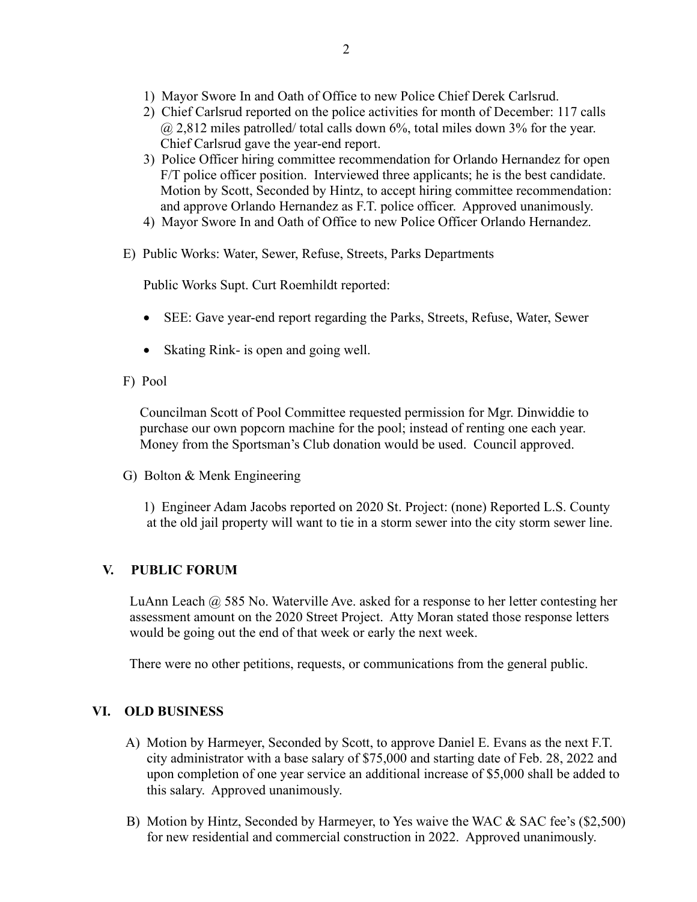1) Mayor Swore In and Oath of Office to new Police Chief Derek Carlsrud.
2) Chief Carlsrud reported on the police activities for month of December: 117 calls @ 2,812 miles patrolled/ total calls down 6%, total miles down 3% for the year. Chief Carlsrud gave the year-end report.
3) Police Officer hiring committee recommendation for Orlando Hernandez for open F/T police officer position. Interviewed three applicants; he is the best candidate. Motion by Scott, Seconded by Hintz, to accept hiring committee recommendation: and approve Orlando Hernandez as F.T. police officer. Approved unanimously.
4) Mayor Swore In and Oath of Office to new Police Officer Orlando Hernandez.

E) Public Works: Water, Sewer, Refuse, Streets, Parks Departments

Public Works Supt. Curt Roemhildt reported:

- SEE: Gave year-end report regarding the Parks, Streets, Refuse, Water, Sewer
- Skating Rink- is open and going well.

F) Pool

Councilman Scott of Pool Committee requested permission for Mgr. Dinwiddie to purchase our own popcorn machine for the pool; instead of renting one each year. Money from the Sportsman's Club donation would be used. Council approved.

G) Bolton & Menk Engineering

1) Engineer Adam Jacobs reported on 2020 St. Project: (none) Reported L.S. County at the old jail property will want to tie in a storm sewer into the city storm sewer line.

## V. PUBLIC FORUM

LuAnn Leach @ 585 No. Waterville Ave. asked for a response to her letter contesting her assessment amount on the 2020 Street Project. Atty Moran stated those response letters would be going out the end of that week or early the next week.

There were no other petitions, requests, or communications from the general public.

## VI. OLD BUSINESS

A) Motion by Harmeyer, Seconded by Scott, to approve Daniel E. Evans as the next F.T. city administrator with a base salary of $75,000 and starting date of Feb. 28, 2022 and upon completion of one year service an additional increase of $5,000 shall be added to this salary. Approved unanimously.

B) Motion by Hintz, Seconded by Harmeyer, to Yes waive the WAC & SAC fee's ($2,500) for new residential and commercial construction in 2022. Approved unanimously.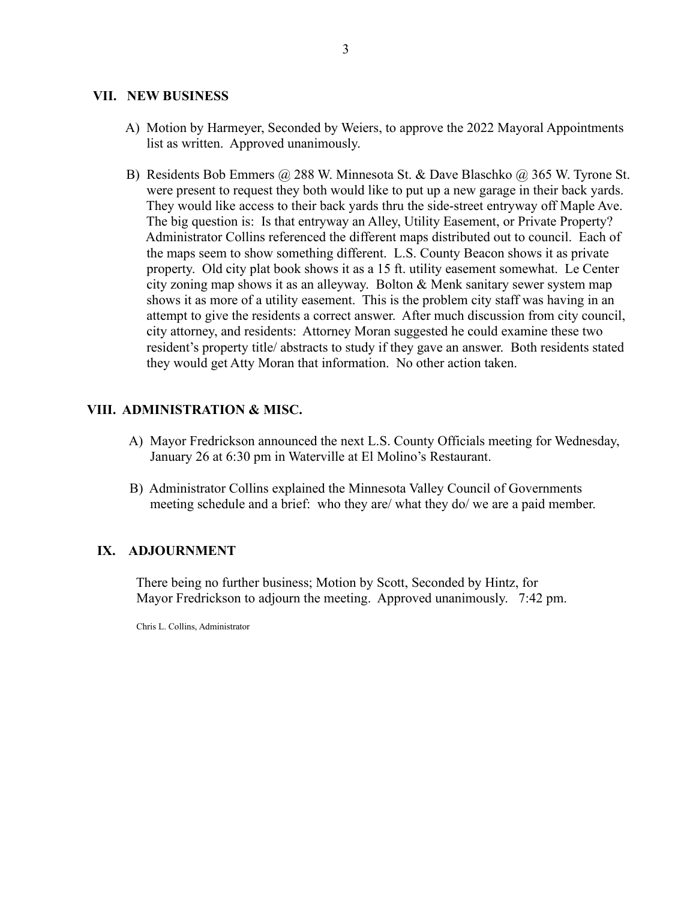## VII. NEW BUSINESS

A) Motion by Harmeyer, Seconded by Weiers, to approve the 2022 Mayoral Appointments list as written. Approved unanimously.

B) Residents Bob Emmers @ 288 W. Minnesota St. & Dave Blaschko @ 365 W. Tyrone St. were present to request they both would like to put up a new garage in their back yards. They would like access to their back yards thru the side-street entryway off Maple Ave. The big question is: Is that entryway an Alley, Utility Easement, or Private Property? Administrator Collins referenced the different maps distributed out to council. Each of the maps seem to show something different. L.S. County Beacon shows it as private property. Old city plat book shows it as a 15 ft. utility easement somewhat. Le Center city zoning map shows it as an alleyway. Bolton & Menk sanitary sewer system map shows it as more of a utility easement. This is the problem city staff was having in an attempt to give the residents a correct answer. After much discussion from city council, city attorney, and residents: Attorney Moran suggested he could examine these two resident's property title/ abstracts to study if they gave an answer. Both residents stated they would get Atty Moran that information. No other action taken.

## VIII. ADMINISTRATION & MISC.

A) Mayor Fredrickson announced the next L.S. County Officials meeting for Wednesday, January 26 at 6:30 pm in Waterville at El Molino's Restaurant.

B) Administrator Collins explained the Minnesota Valley Council of Governments meeting schedule and a brief: who they are/ what they do/ we are a paid member.

## IX. ADJOURNMENT

There being no further business; Motion by Scott, Seconded by Hintz, for Mayor Fredrickson to adjourn the meeting. Approved unanimously. 7:42 pm.

Chris L. Collins, Administrator